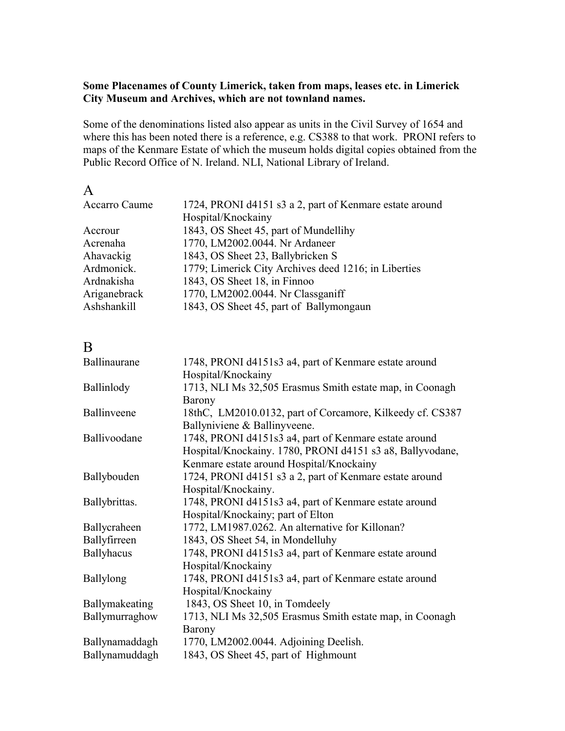**Some Placenames of County Limerick, taken from maps, leases etc. in Limerick City Museum and Archives, which are not townland names.**

Some of the denominations listed also appear as units in the Civil Survey of 1654 and where this has been noted there is a reference, e.g. CS388 to that work. PRONI refers to maps of the Kenmare Estate of which the museum holds digital copies obtained from the Public Record Office of N. Ireland. NLI, National Library of Ireland.

## A

| | |
|---|---|
| Accarro Caume | 1724, PRONI d4151 s3 a 2, part of Kenmare estate around Hospital/Knockainy |
| Accrour | 1843, OS Sheet 45, part of Mundellihy |
| Acrenaha | 1770, LM2002.0044. Nr Ardaneer |
| Ahavackig | 1843, OS Sheet 23, Ballybricken S |
| Ardmonick. | 1779; Limerick City Archives deed 1216; in Liberties |
| Ardnakisha | 1843, OS Sheet 18, in Finnoo |
| Ariganebrack | 1770, LM2002.0044. Nr Classganiff |
| Ashshankill | 1843, OS Sheet 45, part of Ballymongaun |

## B

| | |
|---|---|
| Ballinaurane | 1748, PRONI d4151s3 a4, part of Kenmare estate around Hospital/Knockainy |
| Ballinlody | 1713, NLI Ms 32,505 Erasmus Smith estate map, in Coonagh Barony |
| Ballinveene | 18thC, LM2010.0132, part of Corcamore, Kilkeedy cf. CS387 Ballyniviene & Ballinyveene. |
| Ballivoodane | 1748, PRONI d4151s3 a4, part of Kenmare estate around Hospital/Knockainy. 1780, PRONI d4151 s3 a8, Ballyvodane, Kenmare estate around Hospital/Knockainy |
| Ballybouden | 1724, PRONI d4151 s3 a 2, part of Kenmare estate around Hospital/Knockainy. |
| Ballybrittas. | 1748, PRONI d4151s3 a4, part of Kenmare estate around Hospital/Knockainy; part of Elton |
| Ballycraheen | 1772, LM1987.0262. An alternative for Killonan? |
| Ballyfirreen | 1843, OS Sheet 54, in Mondelluhy |
| Ballyhacus | 1748, PRONI d4151s3 a4, part of Kenmare estate around Hospital/Knockainy |
| Ballylong | 1748, PRONI d4151s3 a4, part of Kenmare estate around Hospital/Knockainy |
| Ballymakeating | 1843, OS Sheet 10, in Tomdeely |
| Ballymurraghow | 1713, NLI Ms 32,505 Erasmus Smith estate map, in Coonagh Barony |
| Ballynamaddagh | 1770, LM2002.0044. Adjoining Deelish. |
| Ballynamuddagh | 1843, OS Sheet 45, part of Highmount |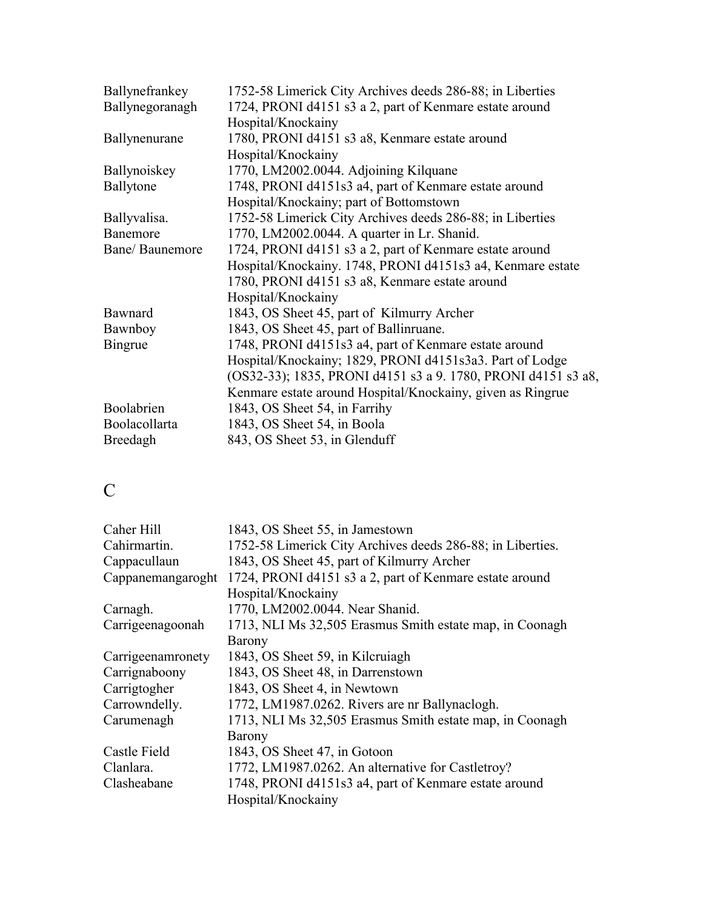| | |
|---|---|
| Ballynefrankey | 1752-58 Limerick City Archives deeds 286-88; in Liberties |
| Ballynegoranagh | 1724, PRONI d4151 s3 a 2, part of Kenmare estate around Hospital/Knockainy |
| Ballynenurane | 1780, PRONI d4151 s3 a8, Kenmare estate around Hospital/Knockainy |
| Ballynoiskey | 1770, LM2002.0044. Adjoining Kilquane |
| Ballytone | 1748, PRONI d4151s3 a4, part of Kenmare estate around Hospital/Knockainy; part of Bottomstown |
| Ballyvalisa. | 1752-58 Limerick City Archives deeds 286-88; in Liberties |
| Banemore | 1770, LM2002.0044. A quarter in Lr. Shanid. |
| Bane/ Baunemore | 1724, PRONI d4151 s3 a 2, part of Kenmare estate around Hospital/Knockainy. 1748, PRONI d4151s3 a4, Kenmare estate 1780, PRONI d4151 s3 a8, Kenmare estate around Hospital/Knockainy |
| Bawnard | 1843, OS Sheet 45, part of Kilmurry Archer |
| Bawnboy | 1843, OS Sheet 45, part of Ballinruane. |
| Bingrue | 1748, PRONI d4151s3 a4, part of Kenmare estate around Hospital/Knockainy; 1829, PRONI d4151s3a3. Part of Lodge (OS32-33); 1835, PRONI d4151 s3 a 9. 1780, PRONI d4151 s3 a8, Kenmare estate around Hospital/Knockainy, given as Ringrue |
| Boolabrien | 1843, OS Sheet 54, in Farrihy |
| Boolacollarta | 1843, OS Sheet 54, in Boola |
| Breedagh | 843, OS Sheet 53, in Glenduff |

# C

| | |
|---|---|
| Caher Hill | 1843, OS Sheet 55, in Jamestown |
| Cahirmartin. | 1752-58 Limerick City Archives deeds 286-88; in Liberties. |
| Cappacullaun | 1843, OS Sheet 45, part of Kilmurry Archer |
| Cappanemangaroght | 1724, PRONI d4151 s3 a 2, part of Kenmare estate around Hospital/Knockainy |
| Carnagh. | 1770, LM2002.0044. Near Shanid. |
| Carrigeenagoonah | 1713, NLI Ms 32,505 Erasmus Smith estate map, in Coonagh Barony |
| Carrigeenamronety | 1843, OS Sheet 59, in Kilcruiagh |
| Carrignaboony | 1843, OS Sheet 48, in Darrenstown |
| Carrigtogher | 1843, OS Sheet 4, in Newtown |
| Carrowndelly. | 1772, LM1987.0262. Rivers are nr Ballynaclogh. |
| Carumenagh | 1713, NLI Ms 32,505 Erasmus Smith estate map, in Coonagh Barony |
| Castle Field | 1843, OS Sheet 47, in Gotoon |
| Clanlara. | 1772, LM1987.0262. An alternative for Castletroy? |
| Clasheabane | 1748, PRONI d4151s3 a4, part of Kenmare estate around Hospital/Knockainy |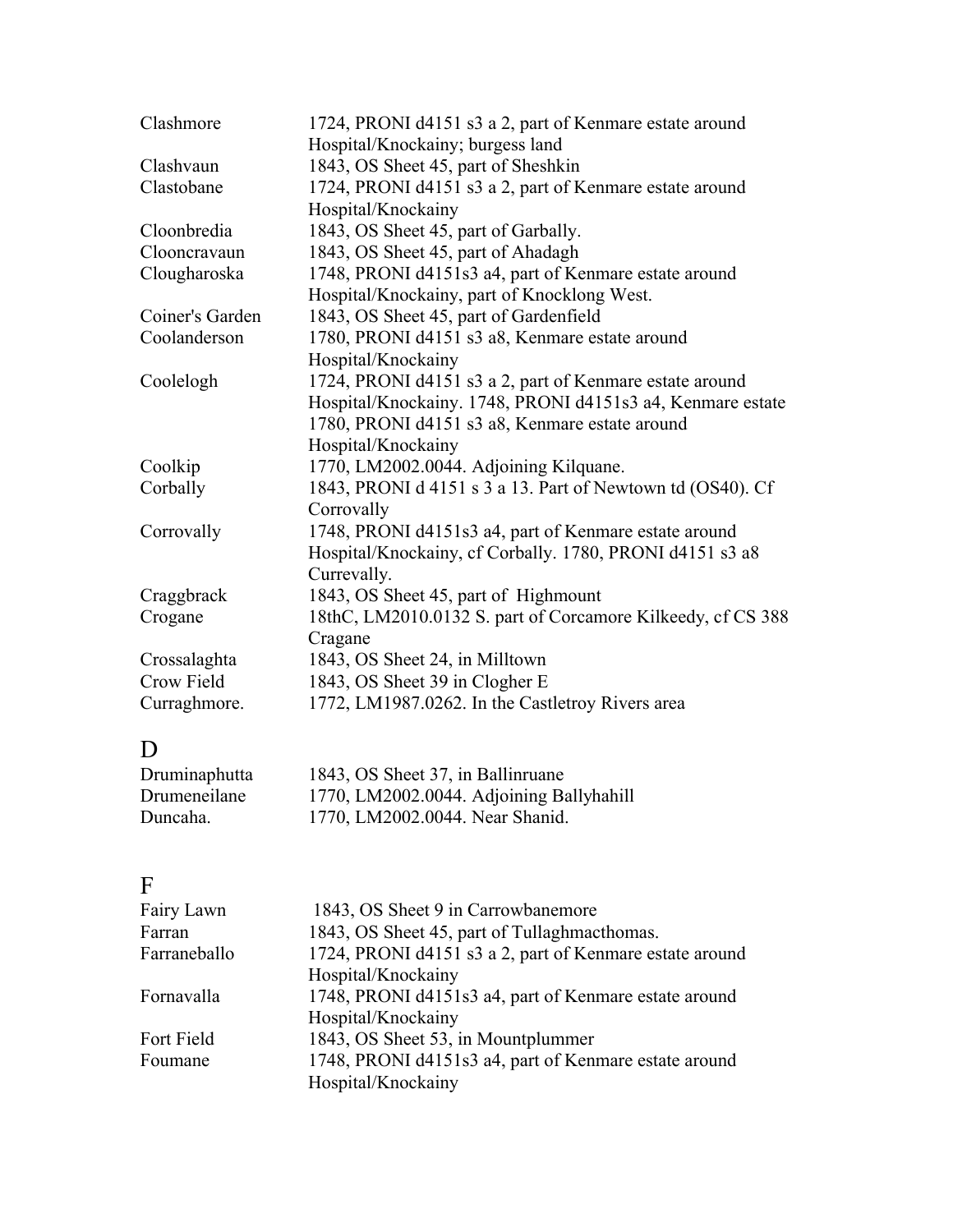| | |
|---|---|
| Clashmore | 1724, PRONI d4151 s3 a 2, part of Kenmare estate around Hospital/Knockainy; burgess land |
| Clashvaun | 1843, OS Sheet 45, part of Sheshkin |
| Clastobane | 1724, PRONI d4151 s3 a 2, part of Kenmare estate around Hospital/Knockainy |
| Cloonbredia | 1843, OS Sheet 45, part of Garbally. |
| Clooncravaun | 1843, OS Sheet 45, part of Ahadagh |
| Clougharoska | 1748, PRONI d4151s3 a4, part of Kenmare estate around Hospital/Knockainy, part of Knocklong West. |
| Coiner's Garden | 1843, OS Sheet 45, part of Gardenfield |
| Coolanderson | 1780, PRONI d4151 s3 a8, Kenmare estate around Hospital/Knockainy |
| Coolelogh | 1724, PRONI d4151 s3 a 2, part of Kenmare estate around Hospital/Knockainy. 1748, PRONI d4151s3 a4, Kenmare estate 1780, PRONI d4151 s3 a8, Kenmare estate around Hospital/Knockainy |
| Coolkip | 1770, LM2002.0044. Adjoining Kilquane. |
| Corbally | 1843, PRONI d 4151 s 3 a 13. Part of Newtown td (OS40). Cf Corrovally |
| Corrovally | 1748, PRONI d4151s3 a4, part of Kenmare estate around Hospital/Knockainy, cf Corbally. 1780, PRONI d4151 s3 a8 Currevally. |
| Craggbrack | 1843, OS Sheet 45, part of Highmount |
| Crogane | 18thC, LM2010.0132 S. part of Corcamore Kilkeedy, cf CS 388 Cragane |
| Crossalaghta | 1843, OS Sheet 24, in Milltown |
| Crow Field | 1843, OS Sheet 39 in Clogher E |
| Curraghmore. | 1772, LM1987.0262. In the Castletroy Rivers area |

# D

| | |
|---|---|
| Druminaphutta | 1843, OS Sheet 37, in Ballinruane |
| Drumeneilane | 1770, LM2002.0044. Adjoining Ballyhahill |
| Duncaha. | 1770, LM2002.0044. Near Shanid. |

# F

| | |
|---|---|
| Fairy Lawn | 1843, OS Sheet 9 in Carrowbanemore |
| Farran | 1843, OS Sheet 45, part of Tullaghmacthomas. |
| Farraneballo | 1724, PRONI d4151 s3 a 2, part of Kenmare estate around Hospital/Knockainy |
| Fornavalla | 1748, PRONI d4151s3 a4, part of Kenmare estate around Hospital/Knockainy |
| Fort Field | 1843, OS Sheet 53, in Mountplummer |
| Foumane | 1748, PRONI d4151s3 a4, part of Kenmare estate around Hospital/Knockainy |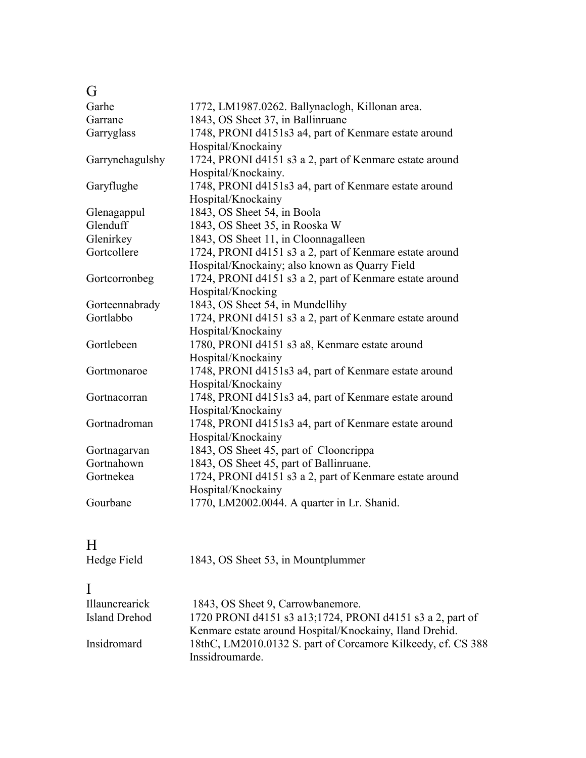## G

| | |
|---|---|
| Garhe | 1772, LM1987.0262. Ballynaclogh, Killonan area. |
| Garrane | 1843, OS Sheet 37, in Ballinruane |
| Garryglass | 1748, PRONI d4151s3 a4, part of Kenmare estate around Hospital/Knockainy |
| Garrynehagulshy | 1724, PRONI d4151 s3 a 2, part of Kenmare estate around Hospital/Knockainy. |
| Garyflughe | 1748, PRONI d4151s3 a4, part of Kenmare estate around Hospital/Knockainy |
| Glenagappul | 1843, OS Sheet 54, in Boola |
| Glenduff | 1843, OS Sheet 35, in Rooska W |
| Glenirkey | 1843, OS Sheet 11, in Cloonnagalleen |
| Gortcollere | 1724, PRONI d4151 s3 a 2, part of Kenmare estate around Hospital/Knockainy; also known as Quarry Field |
| Gortcorronbeg | 1724, PRONI d4151 s3 a 2, part of Kenmare estate around Hospital/Knocking |
| Gorteennabrady | 1843, OS Sheet 54, in Mundellihy |
| Gortlabbo | 1724, PRONI d4151 s3 a 2, part of Kenmare estate around Hospital/Knockainy |
| Gortlebeen | 1780, PRONI d4151 s3 a8, Kenmare estate around Hospital/Knockainy |
| Gortmonaroe | 1748, PRONI d4151s3 a4, part of Kenmare estate around Hospital/Knockainy |
| Gortnacorran | 1748, PRONI d4151s3 a4, part of Kenmare estate around Hospital/Knockainy |
| Gortnadroman | 1748, PRONI d4151s3 a4, part of Kenmare estate around Hospital/Knockainy |
| Gortnagarvan | 1843, OS Sheet 45, part of Clooncrippa |
| Gortnahown | 1843, OS Sheet 45, part of Ballinruane. |
| Gortnekea | 1724, PRONI d4151 s3 a 2, part of Kenmare estate around Hospital/Knockainy |
| Gourbane | 1770, LM2002.0044. A quarter in Lr. Shanid. |

## H

| | |
|---|---|
| Hedge Field | 1843, OS Sheet 53, in Mountplummer |

## I

| | |
|---|---|
| Illauncrearick | 1843, OS Sheet 9, Carrowbanemore. |
| Island Drehod | 1720 PRONI d4151 s3 a13;1724, PRONI d4151 s3 a 2, part of Kenmare estate around Hospital/Knockainy, Iland Drehid. |
| Insidromard | 18thC, LM2010.0132 S. part of Corcamore Kilkeedy, cf. CS 388 Inssidroumarde. |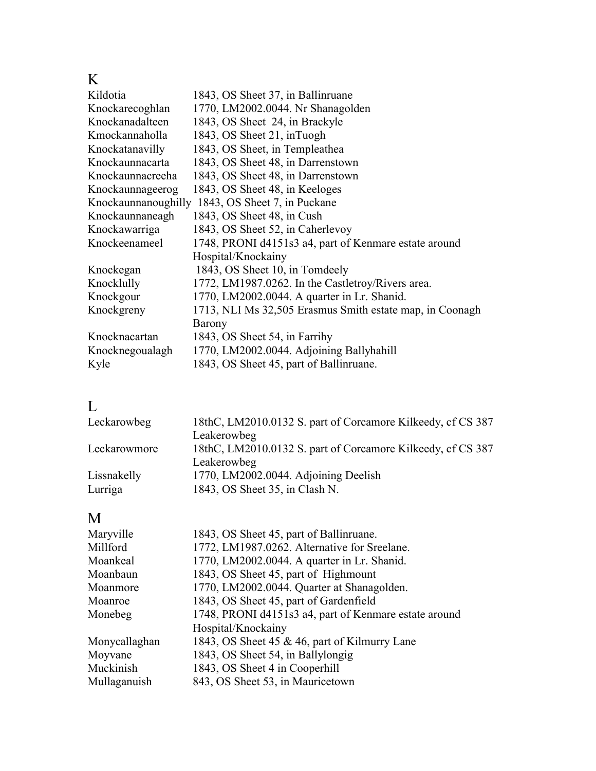## K

| | |
|---|---|
| Kildotia | 1843, OS Sheet 37, in Ballinruane |
| Knockarecoghlan | 1770, LM2002.0044. Nr Shanagolden |
| Knockanadalteen | 1843, OS Sheet 24, in Brackyle |
| Kmockannaholla | 1843, OS Sheet 21, inTuogh |
| Knockatanavilly | 1843, OS Sheet, in Templeathea |
| Knockaunnacarta | 1843, OS Sheet 48, in Darrenstown |
| Knockaunnacreeha | 1843, OS Sheet 48, in Darrenstown |
| Knockaunnageerog | 1843, OS Sheet 48, in Keeloges |
| Knockaunnanoughilly | 1843, OS Sheet 7, in Puckane |
| Knockaunnaneagh | 1843, OS Sheet 48, in Cush |
| Knockawarriga | 1843, OS Sheet 52, in Caherlevoy |
| Knockeenameel | 1748, PRONI d4151s3 a4, part of Kenmare estate around Hospital/Knockainy |
| Knockegan | 1843, OS Sheet 10, in Tomdeely |
| Knocklully | 1772, LM1987.0262. In the Castletroy/Rivers area. |
| Knockgour | 1770, LM2002.0044. A quarter in Lr. Shanid. |
| Knockgreny | 1713, NLI Ms 32,505 Erasmus Smith estate map, in Coonagh Barony |
| Knocknacartan | 1843, OS Sheet 54, in Farrihy |
| Knocknegoualagh | 1770, LM2002.0044. Adjoining Ballyhahill |
| Kyle | 1843, OS Sheet 45, part of Ballinruane. |

## L

| | |
|---|---|
| Leckarowbeg | 18thC, LM2010.0132 S. part of Corcamore Kilkeedy, cf CS 387 Leakerowbeg |
| Leckarowmore | 18thC, LM2010.0132 S. part of Corcamore Kilkeedy, cf CS 387 Leakerowbeg |
| Lissnakelly | 1770, LM2002.0044. Adjoining Deelish |
| Lurriga | 1843, OS Sheet 35, in Clash N. |

## M

| | |
|---|---|
| Maryville | 1843, OS Sheet 45, part of Ballinruane. |
| Millford | 1772, LM1987.0262. Alternative for Sreelane. |
| Moankeal | 1770, LM2002.0044. A quarter in Lr. Shanid. |
| Moanbaun | 1843, OS Sheet 45, part of Highmount |
| Moanmore | 1770, LM2002.0044. Quarter at Shanagolden. |
| Moanroe | 1843, OS Sheet 45, part of Gardenfield |
| Monebeg | 1748, PRONI d4151s3 a4, part of Kenmare estate around Hospital/Knockainy |
| Monycallaghan | 1843, OS Sheet 45 & 46, part of Kilmurry Lane |
| Moyvane | 1843, OS Sheet 54, in Ballylongig |
| Muckinish | 1843, OS Sheet 4 in Cooperhill |
| Mullaganuish | 843, OS Sheet 53, in Mauricetown |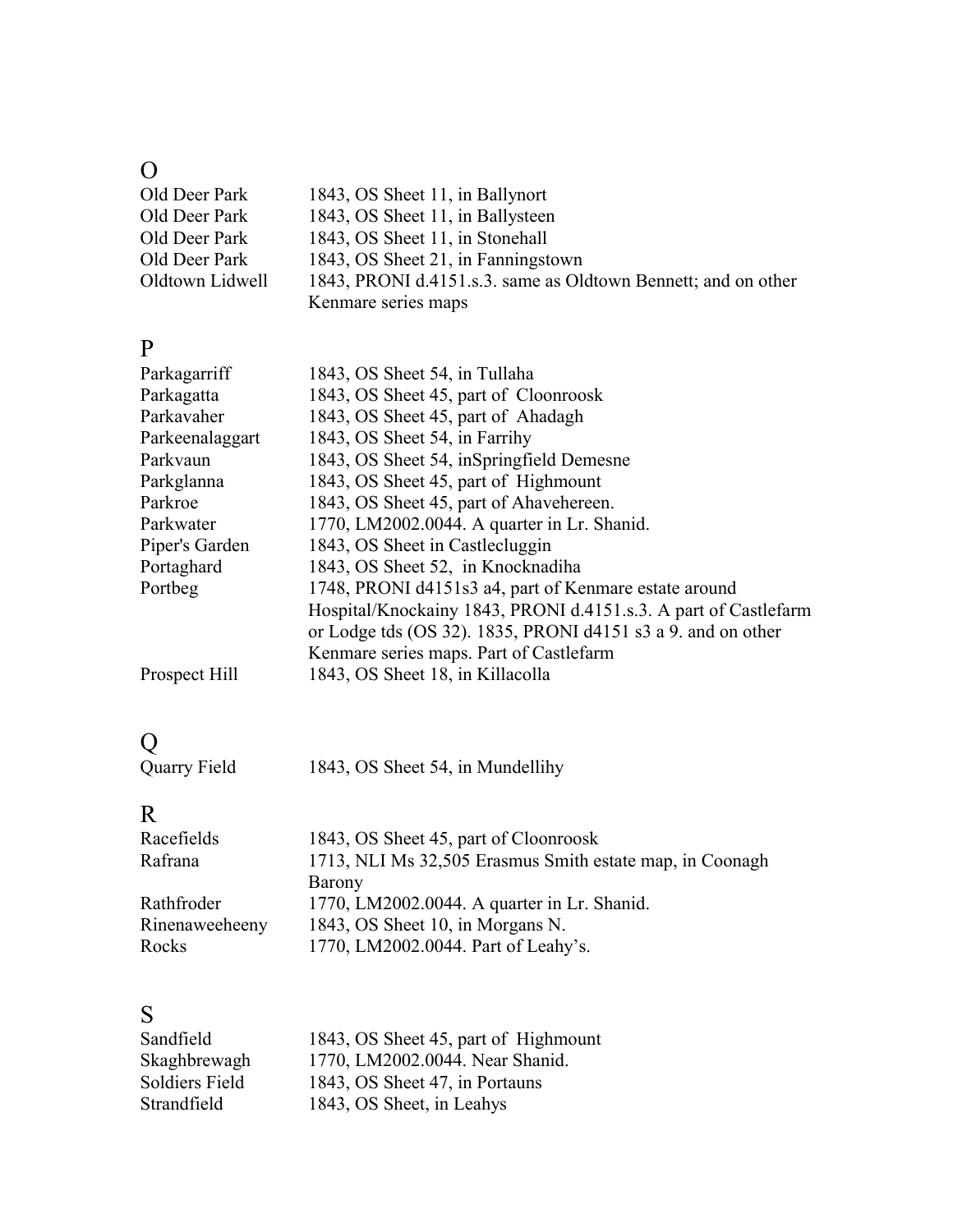## O

| | |
|---|---|
| Old Deer Park | 1843, OS Sheet 11, in Ballynort |
| Old Deer Park | 1843, OS Sheet 11, in Ballysteen |
| Old Deer Park | 1843, OS Sheet 11, in Stonehall |
| Old Deer Park | 1843, OS Sheet 21, in Fanningstown |
| Oldtown Lidwell | 1843, PRONI d.4151.s.3. same as Oldtown Bennett; and on other Kenmare series maps |

## P

| | |
|---|---|
| Parkagarriff | 1843, OS Sheet 54, in Tullaha |
| Parkagatta | 1843, OS Sheet 45, part of Cloonroosk |
| Parkavaher | 1843, OS Sheet 45, part of Ahadagh |
| Parkeenalaggart | 1843, OS Sheet 54, in Farrihy |
| Parkvaun | 1843, OS Sheet 54, inSpringfield Demesne |
| Parkglanna | 1843, OS Sheet 45, part of Highmount |
| Parkroe | 1843, OS Sheet 45, part of Ahavehereen. |
| Parkwater | 1770, LM2002.0044. A quarter in Lr. Shanid. |
| Piper's Garden | 1843, OS Sheet in Castlecluggin |
| Portaghard | 1843, OS Sheet 52, in Knocknadiha |
| Portbeg | 1748, PRONI d4151s3 a4, part of Kenmare estate around Hospital/Knockainy 1843, PRONI d.4151.s.3. A part of Castlefarm or Lodge tds (OS 32). 1835, PRONI d4151 s3 a 9. and on other Kenmare series maps. Part of Castlefarm |
| Prospect Hill | 1843, OS Sheet 18, in Killacolla |

## Q

| | |
|---|---|
| Quarry Field | 1843, OS Sheet 54, in Mundellihy |

## R

| | |
|---|---|
| Racefields | 1843, OS Sheet 45, part of Cloonroosk |
| Rafrana | 1713, NLI Ms 32,505 Erasmus Smith estate map, in Coonagh Barony |
| Rathfroder | 1770, LM2002.0044. A quarter in Lr. Shanid. |
| Rinenaweeheeny | 1843, OS Sheet 10, in Morgans N. |
| Rocks | 1770, LM2002.0044. Part of Leahy's. |

## S

| | |
|---|---|
| Sandfield | 1843, OS Sheet 45, part of Highmount |
| Skaghbrewagh | 1770, LM2002.0044. Near Shanid. |
| Soldiers Field | 1843, OS Sheet 47, in Portauns |
| Strandfield | 1843, OS Sheet, in Leahys |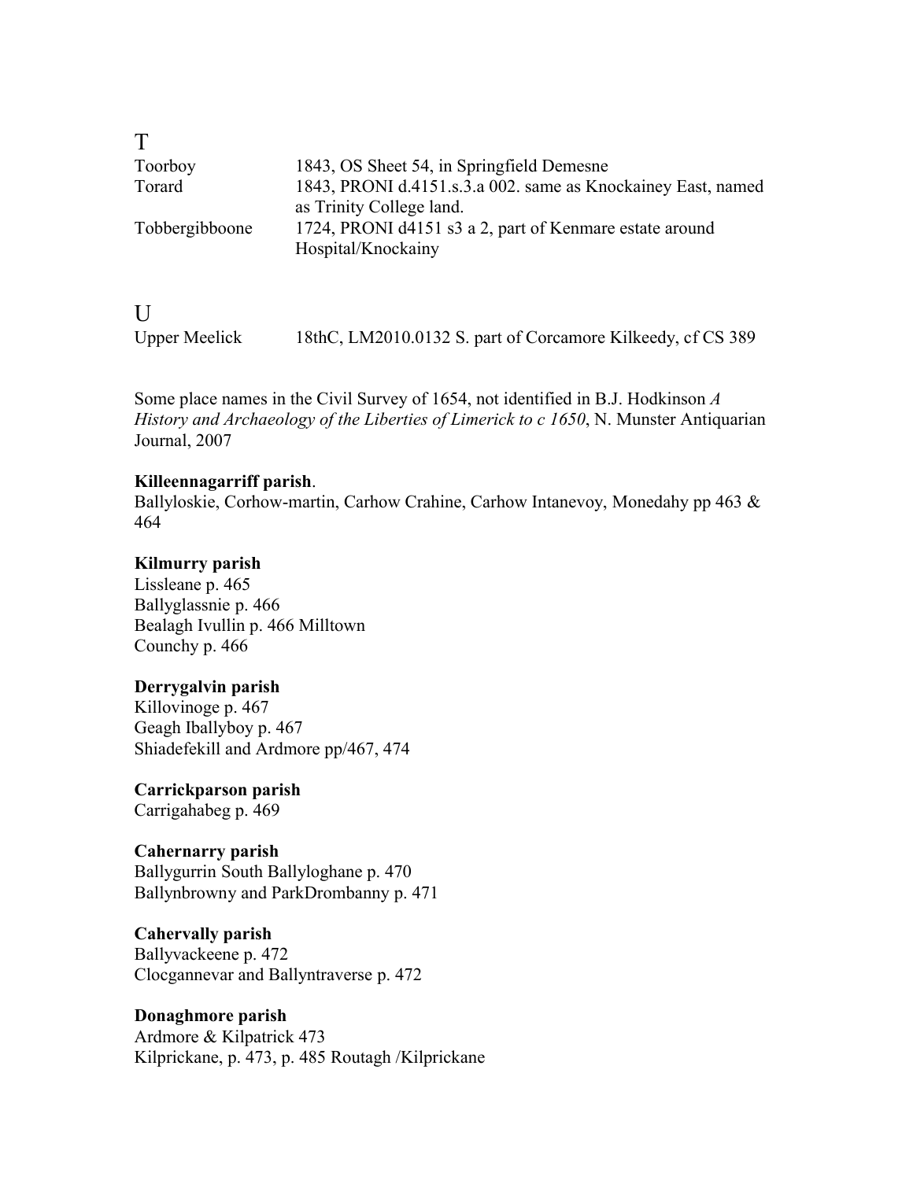## T

| | |
|---|---|
| Toorboy | 1843, OS Sheet 54, in Springfield Demesne |
| Torard | 1843, PRONI d.4151.s.3.a 002. same as Knockainey East, named as Trinity College land. |
| Tobbergibboone | 1724, PRONI d4151 s3 a 2, part of Kenmare estate around Hospital/Knockainy |

## U

| | |
|---|---|
| Upper Meelick | 18thC, LM2010.0132 S. part of Corcamore Kilkeedy, cf CS 389 |

Some place names in the Civil Survey of 1654, not identified in B.J. Hodkinson *A History and Archaeology of the Liberties of Limerick to c 1650*, N. Munster Antiquarian Journal, 2007

**Killeennagarriff parish**.
Ballyloskie, Corhow-martin, Carhow Crahine, Carhow Intanevoy, Monedahy pp 463 & 464

**Kilmurry parish**
Lissleane p. 465
Ballyglassnie p. 466
Bealagh Ivullin p. 466 Milltown
Counchy p. 466

**Derrygalvin parish**
Killovinoge p. 467
Geagh Iballyboy p. 467
Shiadefekill and Ardmore pp/467, 474

**Carrickparson parish**
Carrigahabeg p. 469

**Cahernarry parish**
Ballygurrin South Ballyloghane p. 470
Ballynbrowny and ParkDrombanny p. 471

**Cahervally parish**
Ballyvackeene p. 472
Clocgannevar and Ballyntraverse p. 472

**Donaghmore parish**
Ardmore & Kilpatrick 473
Kilprickane, p. 473, p. 485 Routagh /Kilprickane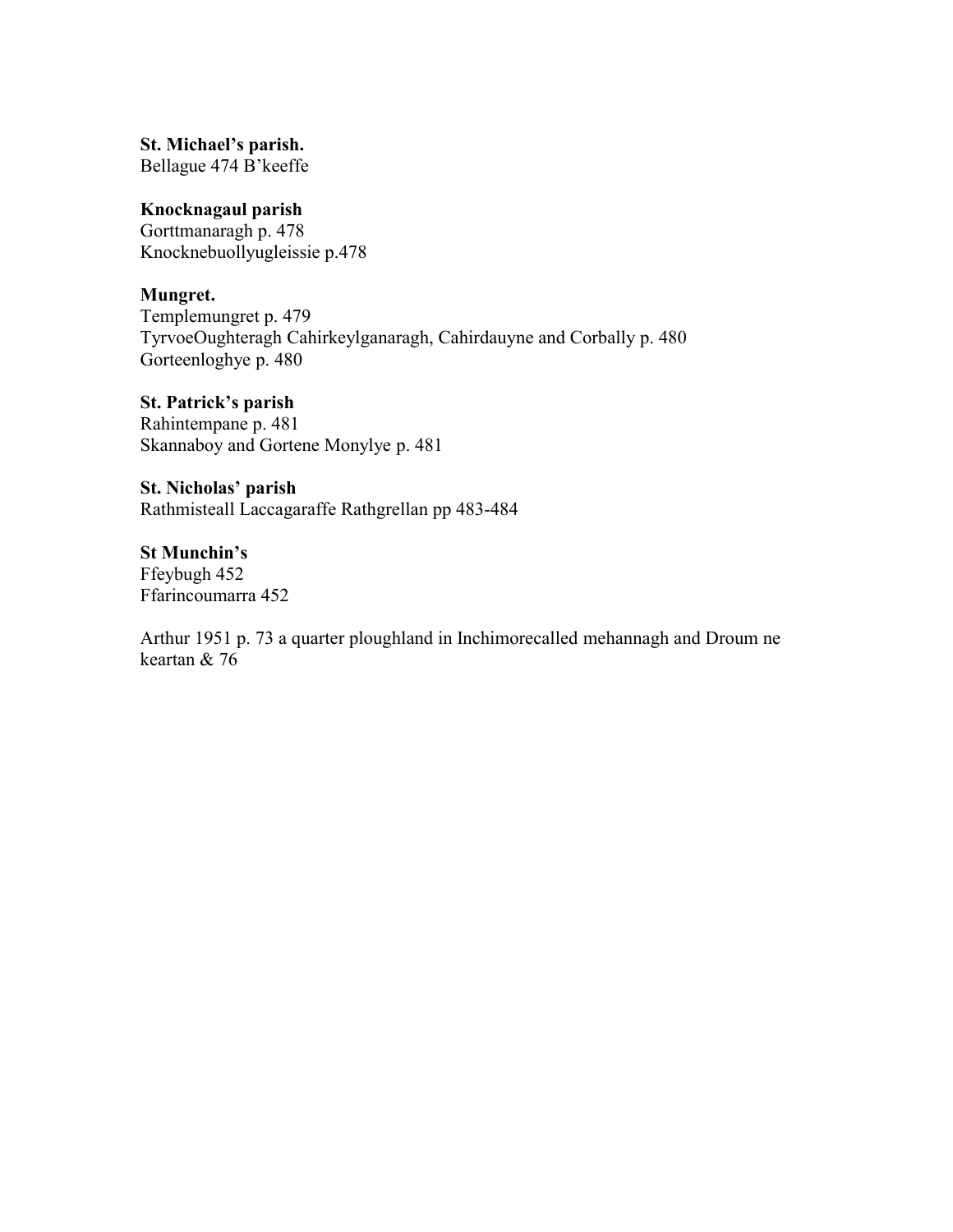**St. Michael's parish.**
Bellague 474 B'keeffe

**Knocknagaul parish**
Gorttmanaragh p. 478
Knocknebuollyugleissie p.478

**Mungret.**
Templemungret p. 479
TyrvoeOughteragh Cahirkeylganaragh, Cahirdauyne and Corbally p. 480
Gorteenloghye p. 480

**St. Patrick's parish**
Rahintempane p. 481
Skannaboy and Gortene Monylye p. 481

**St. Nicholas' parish**
Rathmisteall Laccagaraffe Rathgrellan pp 483-484

**St Munchin's**
Ffeybugh 452
Ffarincoumarra 452

Arthur 1951 p. 73 a quarter ploughland in Inchimorecalled mehannagh and Droum ne keartan & 76